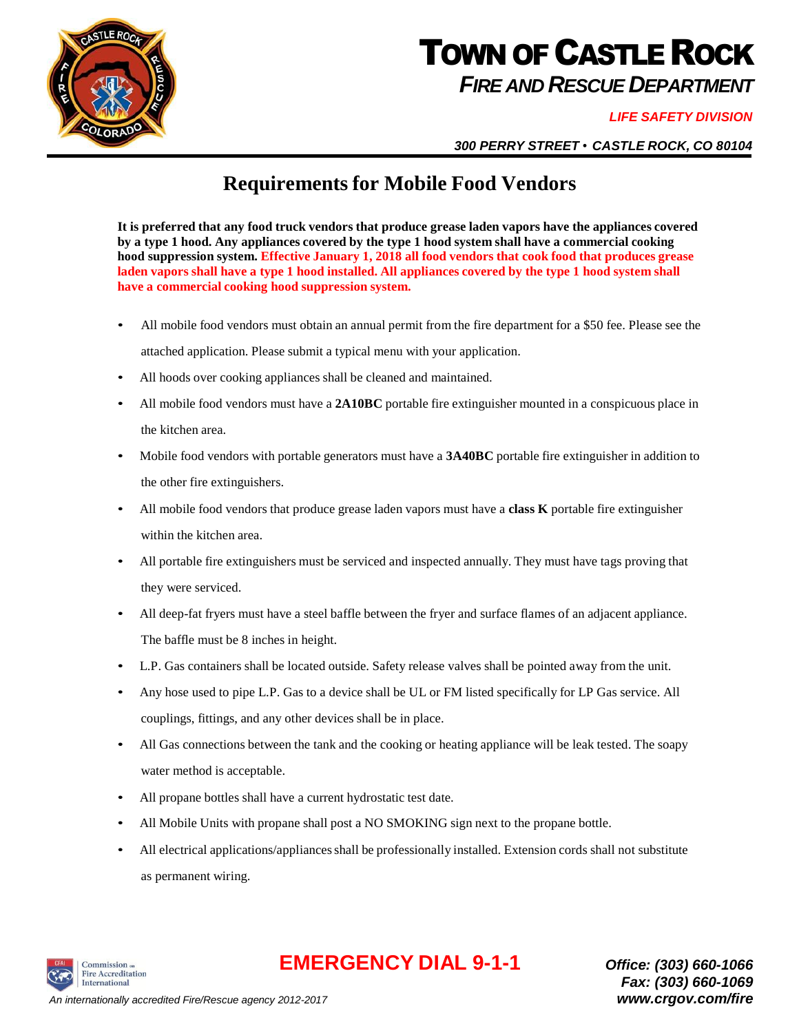# TOWN OF CASTLE ROCK

## *FIRE AND RESCUE DEPARTMENT*

***LIFE SAFETY DIVISION***

***300 PERRY STREET • CASTLE ROCK, CO 80104***

## Requirements for Mobile Food Vendors

**It is preferred that any food truck vendors that produce grease laden vapors have the appliances covered by a type 1 hood. Any appliances covered by the type 1 hood system shall have a commercial cooking hood suppression system. Effective January 1, 2018 all food vendors that cook food that produces grease laden vapors shall have a type 1 hood installed. All appliances covered by the type 1 hood system shall have a commercial cooking hood suppression system.**

- All mobile food vendors must obtain an annual permit from the fire department for a $50 fee. Please see the attached application. Please submit a typical menu with your application.
- All hoods over cooking appliances shall be cleaned and maintained.
- All mobile food vendors must have a **2A10BC** portable fire extinguisher mounted in a conspicuous place in the kitchen area.
- Mobile food vendors with portable generators must have a **3A40BC** portable fire extinguisher in addition to the other fire extinguishers.
- All mobile food vendors that produce grease laden vapors must have a **class K** portable fire extinguisher within the kitchen area.
- All portable fire extinguishers must be serviced and inspected annually. They must have tags proving that they were serviced.
- All deep-fat fryers must have a steel baffle between the fryer and surface flames of an adjacent appliance. The baffle must be 8 inches in height.
- L.P. Gas containers shall be located outside. Safety release valves shall be pointed away from the unit.
- Any hose used to pipe L.P. Gas to a device shall be UL or FM listed specifically for LP Gas service. All couplings, fittings, and any other devices shall be in place.
- All Gas connections between the tank and the cooking or heating appliance will be leak tested. The soapy water method is acceptable.
- All propane bottles shall have a current hydrostatic test date.
- All Mobile Units with propane shall post a NO SMOKING sign next to the propane bottle.
- All electrical applications/appliances shall be professionally installed. Extension cords shall not substitute as permanent wiring.

**EMERGENCY DIAL 9-1-1**

Commission on Fire Accreditation International

*An internationally accredited Fire/Rescue agency 2012-2017*

***Office: (303) 660-1066***
***Fax: (303) 660-1069***
***www.crgov.com/fire***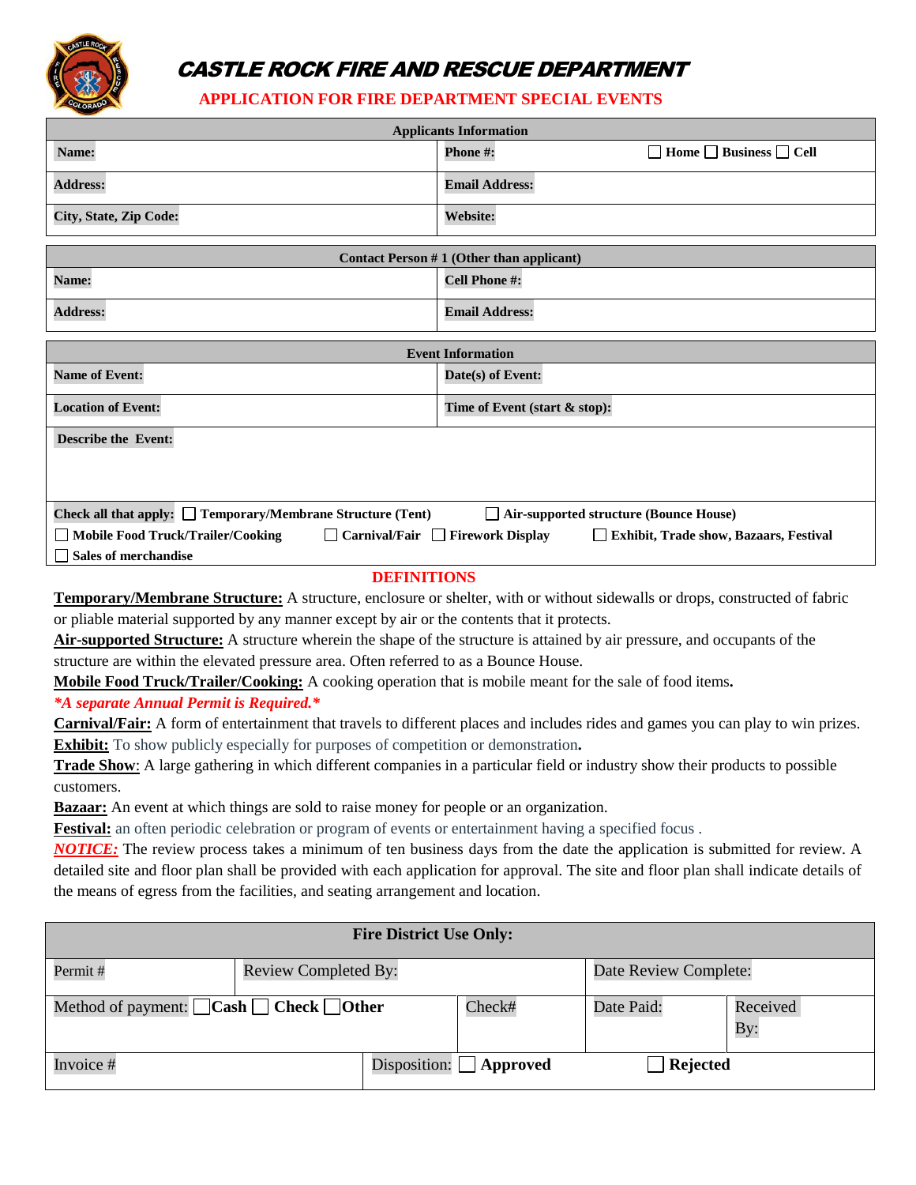# CASTLE ROCK FIRE AND RESCUE DEPARTMENT

## APPLICATION FOR FIRE DEPARTMENT SPECIAL EVENTS

| Applicants Information | |
|---|---|
| **Name:** | **Phone #:** ☐ Home ☐ Business ☐ Cell |
| **Address:** | **Email Address:** |
| **City, State, Zip Code:** | **Website:** |

| Contact Person # 1 (Other than applicant) | |
|---|---|
| **Name:** | **Cell Phone #:** |
| **Address:** | **Email Address:** |

| Event Information | |
|---|---|
| **Name of Event:** | **Date(s) of Event:** |
| **Location of Event:** | **Time of Event (start & stop):** |
| **Describe the Event:** | |

**Check all that apply:** ☐ Temporary/Membrane Structure (Tent) ☐ Air-supported structure (Bounce House) ☐ Mobile Food Truck/Trailer/Cooking ☐ Carnival/Fair ☐ Firework Display ☐ Exhibit, Trade show, Bazaars, Festival ☐ Sales of merchandise

### DEFINITIONS

**Temporary/Membrane Structure:** A structure, enclosure or shelter, with or without sidewalls or drops, constructed of fabric or pliable material supported by any manner except by air or the contents that it protects.

**Air-supported Structure:** A structure wherein the shape of the structure is attained by air pressure, and occupants of the structure are within the elevated pressure area. Often referred to as a Bounce House.

**Mobile Food Truck/Trailer/Cooking:** A cooking operation that is mobile meant for the sale of food items.

***A separate Annual Permit is Required.***

**Carnival/Fair:** A form of entertainment that travels to different places and includes rides and games you can play to win prizes.

**Exhibit:** To show publicly especially for purposes of competition or demonstration.

**Trade Show**: A large gathering in which different companies in a particular field or industry show their products to possible customers.

**Bazaar:** An event at which things are sold to raise money for people or an organization.

**Festival:** an often periodic celebration or program of events or entertainment having a specified focus .

***NOTICE:*** The review process takes a minimum of ten business days from the date the application is submitted for review. A detailed site and floor plan shall be provided with each application for approval. The site and floor plan shall indicate details of the means of egress from the facilities, and seating arrangement and location.

| Fire District Use Only: | | | |
|---|---|---|---|
| Permit # | Review Completed By: | | Date Review Complete: |
| Method of payment: ☐ **Cash** ☐ **Check** ☐ **Other** | Check# | Date Paid: | Received By: |
| Invoice # | Disposition: ☐ **Approved** | ☐ **Rejected** | |